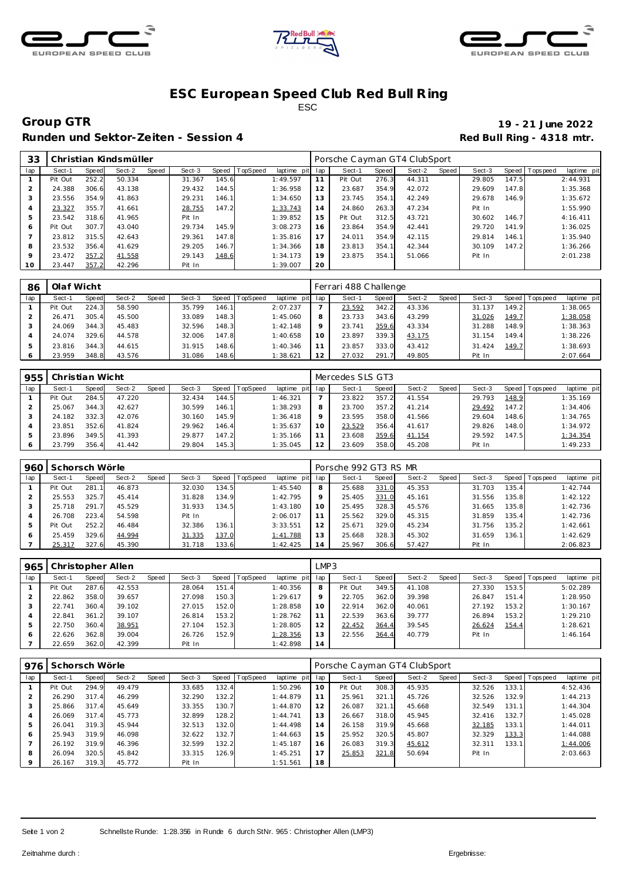# ESC European Speed Club Red Bull Ring

ESC

## Group GTR

**19 - 21 June 2022**

**Runden und Sektor-Zeiten - Session 4**

**Red Bull Ring - 4318 mtr.**

| 33 | Christian Kindsmüller | | | | | | | | | Porsche Cayman GT4 ClubSport | | | | | | | |
|---|---|---|---|---|---|---|---|---|---|---|---|---|---|---|---|---|---|
| lap | Sect-1 | Speed | Sect-2 | Speed | Sect-3 | Speed | TopSpeed | laptime pit | lap | Sect-1 | Speed | Sect-2 | Speed | Sect-3 | Speed | Topspeed | laptime pit |
| 1 | Pit Out | 252.2 | 50.334 | | 31.367 | 145.6 | | 1:49.597 | 11 | Pit Out | 276.3 | 44.311 | | 29.805 | 147.5 | | 2:44.931 |
| 2 | 24.388 | 306.6 | 43.138 | | 29.432 | 144.5 | | 1:36.958 | 12 | 23.687 | 354.9 | 42.072 | | 29.609 | 147.8 | | 1:35.368 |
| 3 | 23.556 | 354.9 | 41.863 | | 29.231 | 146.1 | | 1:34.650 | 13 | 23.745 | 354.1 | 42.249 | | 29.678 | 146.9 | | 1:35.672 |
| 4 | 23.327 | 355.7 | 41.661 | | 28.755 | 147.2 | | 1:33.743 | 14 | 24.860 | 263.3 | 47.234 | | Pit In | | | 1:55.990 |
| 5 | 23.542 | 318.6 | 41.965 | | Pit In | | | 1:39.852 | 15 | Pit Out | 312.5 | 43.721 | | 30.602 | 146.7 | | 4:16.411 |
| 6 | Pit Out | 307.7 | 43.040 | | 29.734 | 145.9 | | 3:08.273 | 16 | 23.864 | 354.9 | 42.441 | | 29.720 | 141.9 | | 1:36.025 |
| 7 | 23.812 | 315.5 | 42.643 | | 29.361 | 147.8 | | 1:35.816 | 17 | 24.011 | 354.9 | 42.115 | | 29.814 | 146.1 | | 1:35.940 |
| 8 | 23.532 | 356.4 | 41.629 | | 29.205 | 146.7 | | 1:34.366 | 18 | 23.813 | 354.1 | 42.344 | | 30.109 | 147.2 | | 1:36.266 |
| 9 | 23.472 | 357.2 | 41.558 | | 29.143 | 148.6 | | 1:34.173 | 19 | 23.875 | 354.1 | 51.066 | | Pit In | | | 2:01.238 |
| 10 | 23.447 | 357.2 | 42.296 | | Pit In | | | 1:39.007 | 20 | | | | | | | | |

| 86 | Olaf Wicht | | | | | | | | | Ferrari 488 Challenge | | | | | | | |
|---|---|---|---|---|---|---|---|---|---|---|---|---|---|---|---|---|---|
| lap | Sect-1 | Speed | Sect-2 | Speed | Sect-3 | Speed | TopSpeed | laptime pit | lap | Sect-1 | Speed | Sect-2 | Speed | Sect-3 | Speed | Topspeed | laptime pit |
| 1 | Pit Out | 224.3 | 58.590 | | 35.799 | 146.1 | | 2:07.237 | 7 | 23.592 | 342.2 | 43.336 | | 31.137 | 149.2 | | 1:38.065 |
| 2 | 26.471 | 305.4 | 45.500 | | 33.089 | 148.3 | | 1:45.060 | 8 | 23.733 | 343.6 | 43.299 | | 31.026 | 149.7 | | 1:38.058 |
| 3 | 24.069 | 344.3 | 45.483 | | 32.596 | 148.3 | | 1:42.148 | 9 | 23.741 | 359.6 | 43.334 | | 31.288 | 148.9 | | 1:38.363 |
| 4 | 24.074 | 329.6 | 44.578 | | 32.006 | 147.8 | | 1:40.658 | 10 | 23.897 | 339.3 | 43.175 | | 31.154 | 149.4 | | 1:38.226 |
| 5 | 23.816 | 344.3 | 44.615 | | 31.915 | 148.6 | | 1:40.346 | 11 | 23.857 | 333.0 | 43.412 | | 31.424 | 149.7 | | 1:38.693 |
| 6 | 23.959 | 348.8 | 43.576 | | 31.086 | 148.6 | | 1:38.621 | 12 | 27.032 | 291.7 | 49.805 | | Pit In | | | 2:07.664 |

| 955 | Christian Wicht | | | | | | | | | Mercedes SLS GT3 | | | | | | | |
|---|---|---|---|---|---|---|---|---|---|---|---|---|---|---|---|---|---|
| lap | Sect-1 | Speed | Sect-2 | Speed | Sect-3 | Speed | TopSpeed | laptime pit | lap | Sect-1 | Speed | Sect-2 | Speed | Sect-3 | Speed | Topspeed | laptime pit |
| 1 | Pit Out | 284.5 | 47.220 | | 32.434 | 144.5 | | 1:46.321 | 7 | 23.822 | 357.2 | 41.554 | | 29.793 | 148.9 | | 1:35.169 |
| 2 | 25.067 | 344.3 | 42.627 | | 30.599 | 146.1 | | 1:38.293 | 8 | 23.700 | 357.2 | 41.214 | | 29.492 | 147.2 | | 1:34.406 |
| 3 | 24.182 | 332.3 | 42.076 | | 30.160 | 145.9 | | 1:36.418 | 9 | 23.595 | 358.0 | 41.566 | | 29.604 | 148.6 | | 1:34.765 |
| 4 | 23.851 | 352.6 | 41.824 | | 29.962 | 146.4 | | 1:35.637 | 10 | 23.529 | 356.4 | 41.617 | | 29.826 | 148.0 | | 1:34.972 |
| 5 | 23.896 | 349.5 | 41.393 | | 29.877 | 147.2 | | 1:35.166 | 11 | 23.608 | 359.6 | 41.154 | | 29.592 | 147.5 | | 1:34.354 |
| 6 | 23.799 | 356.4 | 41.442 | | 29.804 | 145.3 | | 1:35.045 | 12 | 23.609 | 358.0 | 45.208 | | Pit In | | | 1:49.233 |

| 960 | Schorsch Wörle | | | | | | | | | Porsche 992 GT3 RS MR | | | | | | | |
|---|---|---|---|---|---|---|---|---|---|---|---|---|---|---|---|---|---|
| lap | Sect-1 | Speed | Sect-2 | Speed | Sect-3 | Speed | TopSpeed | laptime pit | lap | Sect-1 | Speed | Sect-2 | Speed | Sect-3 | Speed | Topspeed | laptime pit |
| 1 | Pit Out | 281.1 | 46.873 | | 32.030 | 134.5 | | 1:45.540 | 8 | 25.688 | 331.0 | 45.353 | | 31.703 | 135.4 | | 1:42.744 |
| 2 | 25.553 | 325.7 | 45.414 | | 31.828 | 134.9 | | 1:42.795 | 9 | 25.405 | 331.0 | 45.161 | | 31.556 | 135.8 | | 1:42.122 |
| 3 | 25.718 | 291.7 | 45.529 | | 31.933 | 134.5 | | 1:43.180 | 10 | 25.495 | 328.3 | 45.576 | | 31.665 | 135.8 | | 1:42.736 |
| 4 | 26.708 | 223.4 | 54.598 | | Pit In | | | 2:06.017 | 11 | 25.562 | 329.0 | 45.315 | | 31.859 | 135.4 | | 1:42.736 |
| 5 | Pit Out | 252.2 | 46.484 | | 32.386 | 136.1 | | 3:33.551 | 12 | 25.671 | 329.0 | 45.234 | | 31.756 | 135.2 | | 1:42.661 |
| 6 | 25.459 | 329.6 | 44.994 | | 31.335 | 137.0 | | 1:41.788 | 13 | 25.668 | 328.3 | 45.302 | | 31.659 | 136.1 | | 1:42.629 |
| 7 | 25.317 | 327.6 | 45.390 | | 31.718 | 133.6 | | 1:42.425 | 14 | 25.967 | 306.6 | 57.427 | | Pit In | | | 2:06.823 |

| 965 | Christopher Allen | | | | | | | | | LMP3 | | | | | | | |
|---|---|---|---|---|---|---|---|---|---|---|---|---|---|---|---|---|---|
| lap | Sect-1 | Speed | Sect-2 | Speed | Sect-3 | Speed | TopSpeed | laptime pit | lap | Sect-1 | Speed | Sect-2 | Speed | Sect-3 | Speed | Topspeed | laptime pit |
| 1 | Pit Out | 287.6 | 42.553 | | 28.064 | 151.4 | | 1:40.356 | 8 | Pit Out | 349.5 | 41.108 | | 27.330 | 153.5 | | 5:02.289 |
| 2 | 22.862 | 358.0 | 39.657 | | 27.098 | 150.3 | | 1:29.617 | 9 | 22.705 | 362.0 | 39.398 | | 26.847 | 151.4 | | 1:28.950 |
| 3 | 22.741 | 360.4 | 39.102 | | 27.015 | 152.0 | | 1:28.858 | 10 | 22.914 | 362.0 | 40.061 | | 27.192 | 153.2 | | 1:30.167 |
| 4 | 22.841 | 361.2 | 39.107 | | 26.814 | 153.2 | | 1:28.762 | 11 | 22.539 | 363.6 | 39.777 | | 26.894 | 153.2 | | 1:29.210 |
| 5 | 22.750 | 360.4 | 38.951 | | 27.104 | 152.3 | | 1:28.805 | 12 | 22.452 | 364.4 | 39.545 | | 26.624 | 154.4 | | 1:28.621 |
| 6 | 22.626 | 362.8 | 39.004 | | 26.726 | 152.9 | | 1:28.356 | 13 | 22.556 | 364.4 | 40.779 | | Pit In | | | 1:46.164 |
| 7 | 22.659 | 362.0 | 42.399 | | Pit In | | | 1:42.898 | 14 | | | | | | | | |

| 976 | Schorsch Wörle | | | | | | | | | Porsche Cayman GT4 ClubSport | | | | | | | |
|---|---|---|---|---|---|---|---|---|---|---|---|---|---|---|---|---|---|
| lap | Sect-1 | Speed | Sect-2 | Speed | Sect-3 | Speed | TopSpeed | laptime pit | lap | Sect-1 | Speed | Sect-2 | Speed | Sect-3 | Speed | Topspeed | laptime pit |
| 1 | Pit Out | 294.9 | 49.479 | | 33.685 | 132.4 | | 1:50.296 | 10 | Pit Out | 308.3 | 45.935 | | 32.526 | 133.1 | | 4:52.436 |
| 2 | 26.290 | 317.4 | 46.299 | | 32.290 | 132.2 | | 1:44.879 | 11 | 25.961 | 321.1 | 45.726 | | 32.526 | 132.9 | | 1:44.213 |
| 3 | 25.866 | 317.4 | 45.649 | | 33.355 | 130.7 | | 1:44.870 | 12 | 26.087 | 321.1 | 45.668 | | 32.549 | 131.1 | | 1:44.304 |
| 4 | 26.069 | 317.4 | 45.773 | | 32.899 | 128.2 | | 1:44.741 | 13 | 26.667 | 318.0 | 45.945 | | 32.416 | 132.7 | | 1:45.028 |
| 5 | 26.041 | 319.3 | 45.944 | | 32.513 | 132.0 | | 1:44.498 | 14 | 26.158 | 319.9 | 45.668 | | 32.185 | 133.1 | | 1:44.011 |
| 6 | 25.943 | 319.9 | 46.098 | | 32.622 | 132.7 | | 1:44.663 | 15 | 25.952 | 320.5 | 45.807 | | 32.329 | 133.3 | | 1:44.088 |
| 7 | 26.192 | 319.9 | 46.396 | | 32.599 | 132.2 | | 1:45.187 | 16 | 26.083 | 319.3 | 45.612 | | 32.311 | 133.1 | | 1:44.006 |
| 8 | 26.094 | 320.5 | 45.842 | | 33.315 | 126.9 | | 1:45.251 | 17 | 25.853 | 321.8 | 50.694 | | Pit In | | | 2:03.663 |
| 9 | 26.167 | 319.3 | 45.772 | | Pit In | | | 1:51.561 | 18 | | | | | | | | |

Schnellste Runde: 1:28.356 in Runde 6 durch StNr. 965 : Christopher Allen (LMP3)

Zeitnahme durch :

Ergebnisse: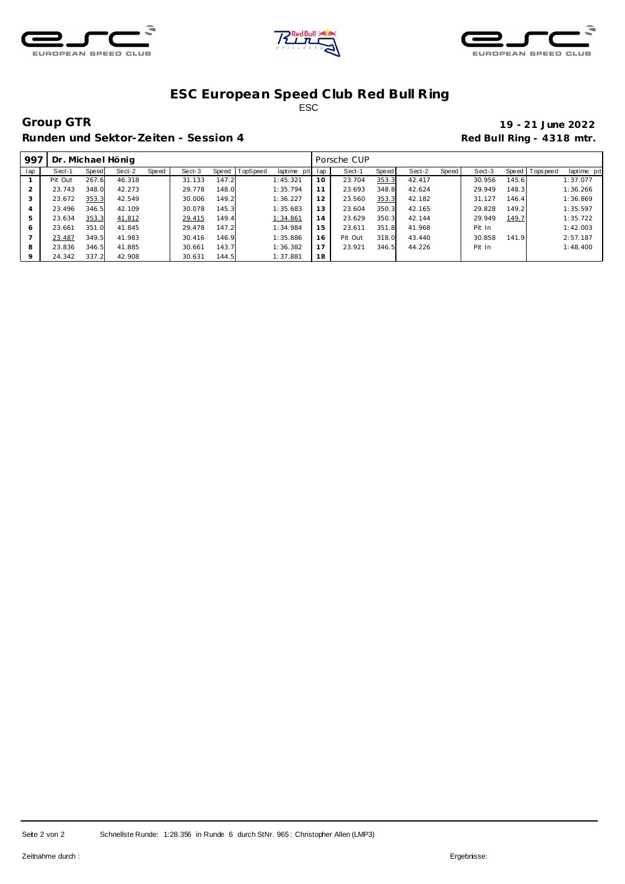# ESC European Speed Club Red Bull Ring

ESC

## Group GTR

**19 - 21 June 2022**

### Runden und Sektor-Zeiten - Session 4

**Red Bull Ring - 4318 mtr.**

| 997 | Dr. Michael Hönig | | | | | | | | Porsche CUP | | | | | | | | |
|---|---|---|---|---|---|---|---|---|---|---|---|---|---|---|---|---|---|
| lap | Sect-1 | Speed | Sect-2 | Speed | Sect-3 | Speed | TopSpeed | laptime pit | lap | Sect-1 | Speed | Sect-2 | Speed | Sect-3 | Speed | Topspeed | laptime pit |
| 1 | Pit Out | 267.6 | 46.318 | | 31.133 | 147.2 | | 1:45.321 | 10 | 23.704 | 353.3 | 42.417 | | 30.956 | 145.6 | | 1:37.077 |
| 2 | 23.743 | 348.0 | 42.273 | | 29.778 | 148.0 | | 1:35.794 | 11 | 23.693 | 348.8 | 42.624 | | 29.949 | 148.3 | | 1:36.266 |
| 3 | 23.672 | 353.3 | 42.549 | | 30.006 | 149.2 | | 1:36.227 | 12 | 23.560 | 353.3 | 42.182 | | 31.127 | 146.4 | | 1:36.869 |
| 4 | 23.496 | 346.5 | 42.109 | | 30.078 | 145.3 | | 1:35.683 | 13 | 23.604 | 350.3 | 42.165 | | 29.828 | 149.2 | | 1:35.597 |
| 5 | 23.634 | 353.3 | 41.812 | | 29.415 | 149.4 | | 1:34.861 | 14 | 23.629 | 350.3 | 42.144 | | 29.949 | 149.7 | | 1:35.722 |
| 6 | 23.661 | 351.0 | 41.845 | | 29.478 | 147.2 | | 1:34.984 | 15 | 23.611 | 351.8 | 41.968 | | Pit In | | | 1:42.003 |
| 7 | 23.487 | 349.5 | 41.983 | | 30.416 | 146.9 | | 1:35.886 | 16 | Pit Out | 318.0 | 43.440 | | 30.858 | 141.9 | | 2:57.187 |
| 8 | 23.836 | 346.5 | 41.885 | | 30.661 | 143.7 | | 1:36.382 | 17 | 23.921 | 346.5 | 44.226 | | Pit In | | | 1:48.400 |
| 9 | 24.342 | 337.2 | 42.908 | | 30.631 | 144.5 | | 1:37.881 | 18 | | | | | | | | |

Schnellste Runde: 1:28.356 in Runde 6 durch StNr. 965 : Christopher Allen (LMP3)

Zeitnahme durch :

Ergebnisse: